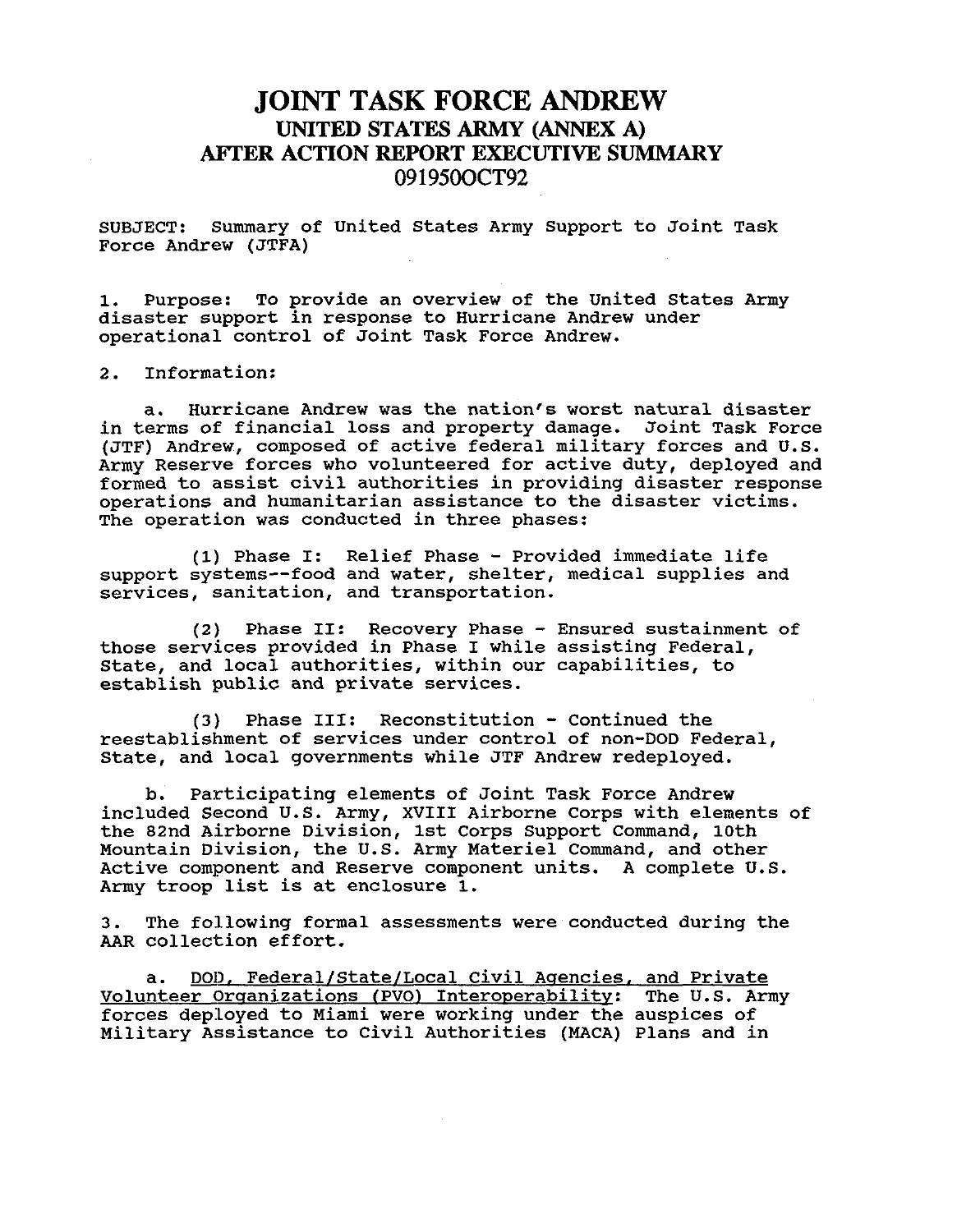# JOINT TASK FORCE ANDREW
## UNITED STATES ARMY (ANNEX A)
## AFTER ACTION REPORT EXECUTIVE SUMMARY
## 091950OCT92

SUBJECT: Summary of United States Army Support to Joint Task Force Andrew (JTFA)

1. Purpose: To provide an overview of the United States Army disaster support in response to Hurricane Andrew under operational control of Joint Task Force Andrew.

2. Information:

a. Hurricane Andrew was the nation's worst natural disaster in terms of financial loss and property damage. Joint Task Force (JTF) Andrew, composed of active federal military forces and U.S. Army Reserve forces who volunteered for active duty, deployed and formed to assist civil authorities in providing disaster response operations and humanitarian assistance to the disaster victims. The operation was conducted in three phases:

(1) Phase I: Relief Phase - Provided immediate life support systems--food and water, shelter, medical supplies and services, sanitation, and transportation.

(2) Phase II: Recovery Phase - Ensured sustainment of those services provided in Phase I while assisting Federal, State, and local authorities, within our capabilities, to establish public and private services.

(3) Phase III: Reconstitution - Continued the reestablishment of services under control of non-DOD Federal, State, and local governments while JTF Andrew redeployed.

b. Participating elements of Joint Task Force Andrew included Second U.S. Army, XVIII Airborne Corps with elements of the 82nd Airborne Division, 1st Corps Support Command, 10th Mountain Division, the U.S. Army Materiel Command, and other Active component and Reserve component units. A complete U.S. Army troop list is at enclosure 1.

3. The following formal assessments were conducted during the AAR collection effort.

a. <u>DOD, Federal/State/Local Civil Agencies, and Private Volunteer Organizations (PVO) Interoperability</u>: The U.S. Army forces deployed to Miami were working under the auspices of Military Assistance to Civil Authorities (MACA) Plans and in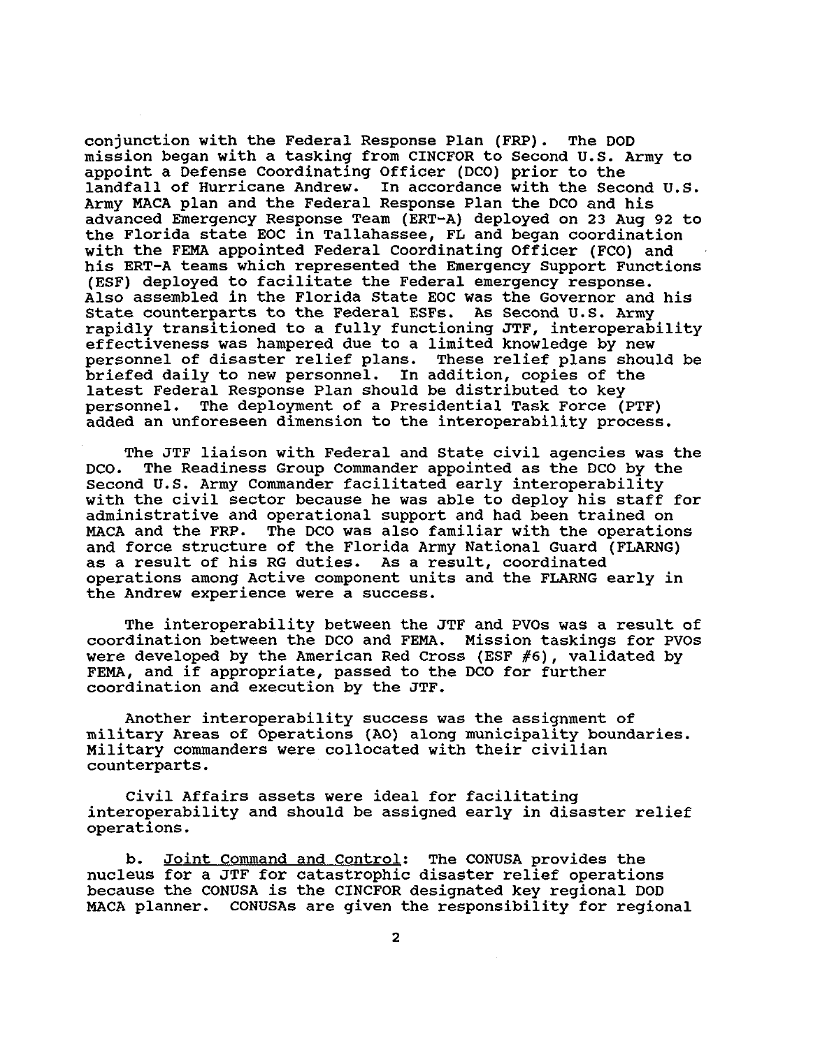conjunction with the Federal Response Plan (FRP). The DOD mission began with a tasking from CINCFOR to Second U.S. Army to appoint a Defense Coordinating Officer (DCO) prior to the landfall of Hurricane Andrew. In accordance with the Second U.S. Army MACA plan and the Federal Response Plan the DCO and his advanced Emergency Response Team (ERT-A) deployed on 23 Aug 92 to the Florida state EOC in Tallahassee, FL and began coordination with the FEMA appointed Federal Coordinating Officer (FCO) and his ERT-A teams which represented the Emergency Support Functions (ESF) deployed to facilitate the Federal emergency response. Also assembled in the Florida State EOC was the Governor and his State counterparts to the Federal ESFs. As Second U.S. Army rapidly transitioned to a fully functioning JTF, interoperability effectiveness was hampered due to a limited knowledge by new personnel of disaster relief plans. These relief plans should be briefed daily to new personnel. In addition, copies of the latest Federal Response Plan should be distributed to key personnel. The deployment of a Presidential Task Force (PTF) added an unforeseen dimension to the interoperability process.

The JTF liaison with Federal and State civil agencies was the DCO. The Readiness Group Commander appointed as the DCO by the Second U.S. Army Commander facilitated early interoperability with the civil sector because he was able to deploy his staff for administrative and operational support and had been trained on MACA and the FRP. The DCO was also familiar with the operations and force structure of the Florida Army National Guard (FLARNG) as a result of his RG duties. As a result, coordinated operations among Active component units and the FLARNG early in the Andrew experience were a success.

The interoperability between the JTF and PVOs was a result of coordination between the DCO and FEMA. Mission taskings for PVOs were developed by the American Red Cross (ESF #6), validated by FEMA, and if appropriate, passed to the DCO for further coordination and execution by the JTF.

Another interoperability success was the assignment of military Areas of Operations (AO) along municipality boundaries. Military commanders were collocated with their civilian counterparts.

Civil Affairs assets were ideal for facilitating interoperability and should be assigned early in disaster relief operations.

b. Joint Command and Control: The CONUSA provides the nucleus for a JTF for catastrophic disaster relief operations because the CONUSA is the CINCFOR designated key regional DOD MACA planner. CONUSAs are given the responsibility for regional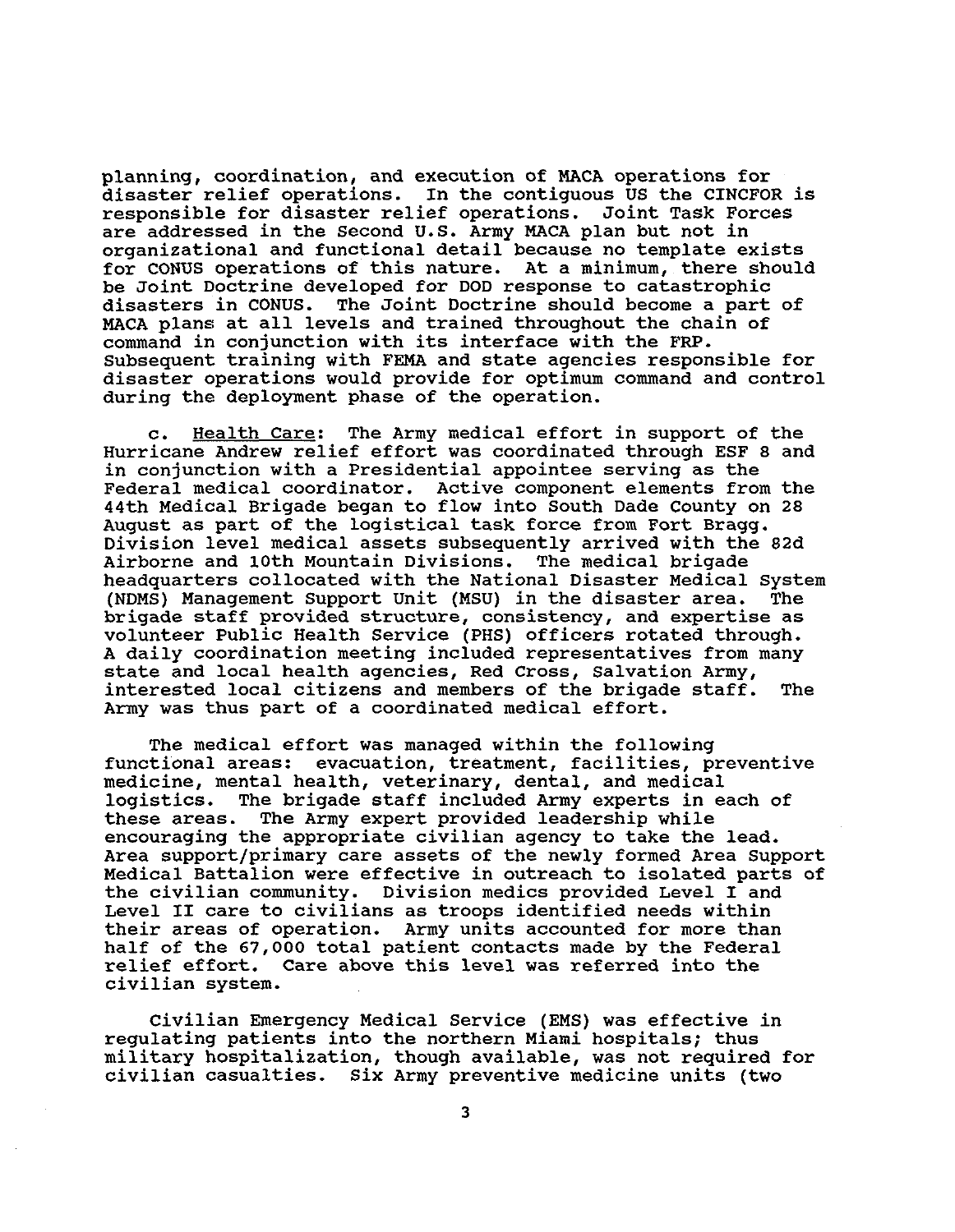planning, coordination, and execution of MACA operations for disaster relief operations. In the contiguous US the CINCFOR is responsible for disaster relief operations. Joint Task Forces are addressed in the Second U.S. Army MACA plan but not in organizational and functional detail because no template exists for CONUS operations of this nature. At a minimum, there should be Joint Doctrine developed for DOD response to catastrophic disasters in CONUS. The Joint Doctrine should become a part of MACA plans at all levels and trained throughout the chain of command in conjunction with its interface with the FRP. Subsequent training with FEMA and state agencies responsible for disaster operations would provide for optimum command and control during the deployment phase of the operation.

c. Health Care: The Army medical effort in support of the Hurricane Andrew relief effort was coordinated through ESF 8 and in conjunction with a Presidential appointee serving as the Federal medical coordinator. Active component elements from the 44th Medical Brigade began to flow into South Dade County on 28 August as part of the logistical task force from Fort Bragg. Division level medical assets subsequently arrived with the 82d Airborne and 10th Mountain Divisions. The medical brigade headquarters collocated with the National Disaster Medical System (NDMS) Management Support Unit (MSU) in the disaster area. The brigade staff provided structure, consistency, and expertise as volunteer Public Health Service (PHS) officers rotated through. A daily coordination meeting included representatives from many state and local health agencies, Red Cross, Salvation Army, interested local citizens and members of the brigade staff. The Army was thus part of a coordinated medical effort.

The medical effort was managed within the following functional areas: evacuation, treatment, facilities, preventive medicine, mental health, veterinary, dental, and medical logistics. The brigade staff included Army experts in each of these areas. The Army expert provided leadership while encouraging the appropriate civilian agency to take the lead. Area support/primary care assets of the newly formed Area Support Medical Battalion were effective in outreach to isolated parts of the civilian community. Division medics provided Level I and Level II care to civilians as troops identified needs within their areas of operation. Army units accounted for more than half of the 67,000 total patient contacts made by the Federal relief effort. Care above this level was referred into the civilian system.

Civilian Emergency Medical Service (EMS) was effective in regulating patients into the northern Miami hospitals; thus military hospitalization, though available, was not required for civilian casualties. Six Army preventive medicine units (two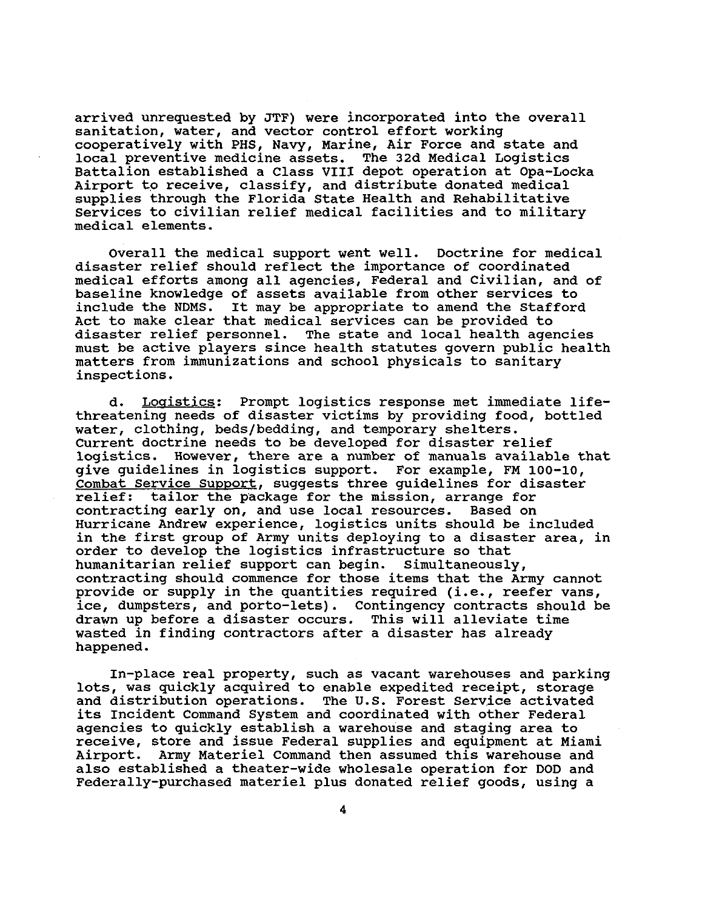arrived unrequested by JTF) were incorporated into the overall sanitation, water, and vector control effort working cooperatively with PHS, Navy, Marine, Air Force and state and local preventive medicine assets. The 32d Medical Logistics Battalion established a Class VIII depot operation at Opa-Locka Airport to receive, classify, and distribute donated medical supplies through the Florida State Health and Rehabilitative Services to civilian relief medical facilities and to military medical elements.

Overall the medical support went well. Doctrine for medical disaster relief should reflect the importance of coordinated medical efforts among all agencies, Federal and Civilian, and of baseline knowledge of assets available from other services to include the NDMS. It may be appropriate to amend the Stafford Act to make clear that medical services can be provided to disaster relief personnel. The state and local health agencies must be active players since health statutes govern public health matters from immunizations and school physicals to sanitary inspections.

d. Logistics: Prompt logistics response met immediate life-threatening needs of disaster victims by providing food, bottled water, clothing, beds/bedding, and temporary shelters. Current doctrine needs to be developed for disaster relief logistics. However, there are a number of manuals available that give guidelines in logistics support. For example, FM 100-10, Combat Service Support, suggests three guidelines for disaster relief: tailor the package for the mission, arrange for contracting early on, and use local resources. Based on Hurricane Andrew experience, logistics units should be included in the first group of Army units deploying to a disaster area, in order to develop the logistics infrastructure so that humanitarian relief support can begin. Simultaneously, contracting should commence for those items that the Army cannot provide or supply in the quantities required (i.e., reefer vans, ice, dumpsters, and porto-lets). Contingency contracts should be drawn up before a disaster occurs. This will alleviate time wasted in finding contractors after a disaster has already happened.

In-place real property, such as vacant warehouses and parking lots, was quickly acquired to enable expedited receipt, storage and distribution operations. The U.S. Forest Service activated its Incident Command System and coordinated with other Federal agencies to quickly establish a warehouse and staging area to receive, store and issue Federal supplies and equipment at Miami Airport. Army Materiel Command then assumed this warehouse and also established a theater-wide wholesale operation for DOD and Federally-purchased materiel plus donated relief goods, using a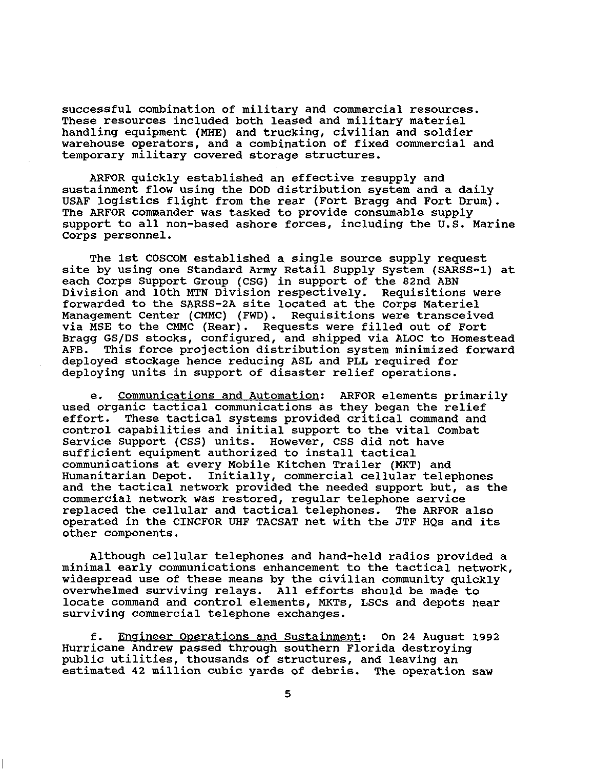successful combination of military and commercial resources. These resources included both leased and military materiel handling equipment (MHE) and trucking, civilian and soldier warehouse operators, and a combination of fixed commercial and temporary military covered storage structures.

ARFOR quickly established an effective resupply and sustainment flow using the DOD distribution system and a daily USAF logistics flight from the rear (Fort Bragg and Fort Drum). The ARFOR commander was tasked to provide consumable supply support to all non-based ashore forces, including the U.S. Marine Corps personnel.

The 1st COSCOM established a single source supply request site by using one Standard Army Retail Supply System (SARSS-1) at each Corps Support Group (CSG) in support of the 82nd ABN Division and 10th MTN Division respectively. Requisitions were forwarded to the SARSS-2A site located at the Corps Materiel Management Center (CMMC) (FWD). Requisitions were transceived via MSE to the CMMC (Rear). Requests were filled out of Fort Bragg GS/DS stocks, configured, and shipped via ALOC to Homestead AFB. This force projection distribution system minimized forward deployed stockage hence reducing ASL and PLL required for deploying units in support of disaster relief operations.

e. <u>Communications and Automation</u>: ARFOR elements primarily used organic tactical communications as they began the relief effort. These tactical systems provided critical command and control capabilities and initial support to the vital Combat Service Support (CSS) units. However, CSS did not have sufficient equipment authorized to install tactical communications at every Mobile Kitchen Trailer (MKT) and Humanitarian Depot. Initially, commercial cellular telephones and the tactical network provided the needed support but, as the commercial network was restored, regular telephone service replaced the cellular and tactical telephones. The ARFOR also operated in the CINCFOR UHF TACSAT net with the JTF HQs and its other components.

Although cellular telephones and hand-held radios provided a minimal early communications enhancement to the tactical network, widespread use of these means by the civilian community quickly overwhelmed surviving relays. All efforts should be made to locate command and control elements, MKTs, LSCs and depots near surviving commercial telephone exchanges.

f. <u>Engineer Operations and Sustainment</u>: On 24 August 1992 Hurricane Andrew passed through southern Florida destroying public utilities, thousands of structures, and leaving an estimated 42 million cubic yards of debris. The operation saw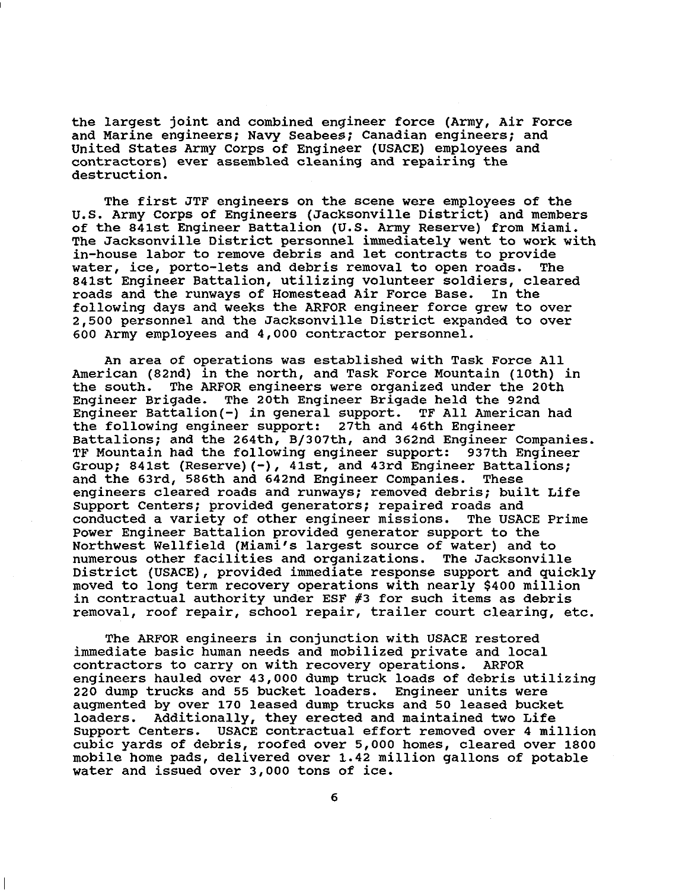the largest joint and combined engineer force (Army, Air Force and Marine engineers; Navy Seabees; Canadian engineers; and United States Army Corps of Engineer (USACE) employees and contractors) ever assembled cleaning and repairing the destruction.

The first JTF engineers on the scene were employees of the U.S. Army Corps of Engineers (Jacksonville District) and members of the 841st Engineer Battalion (U.S. Army Reserve) from Miami. The Jacksonville District personnel immediately went to work with in-house labor to remove debris and let contracts to provide water, ice, porto-lets and debris removal to open roads. The 841st Engineer Battalion, utilizing volunteer soldiers, cleared roads and the runways of Homestead Air Force Base. In the following days and weeks the ARFOR engineer force grew to over 2,500 personnel and the Jacksonville District expanded to over 600 Army employees and 4,000 contractor personnel.

An area of operations was established with Task Force All American (82nd) in the north, and Task Force Mountain (10th) in the south. The ARFOR engineers were organized under the 20th Engineer Brigade. The 20th Engineer Brigade held the 92nd Engineer Battalion(-) in general support. TF All American had the following engineer support: 27th and 46th Engineer Battalions; and the 264th, B/307th, and 362nd Engineer Companies. TF Mountain had the following engineer support: 937th Engineer Group; 841st (Reserve)(-), 41st, and 43rd Engineer Battalions; and the 63rd, 586th and 642nd Engineer Companies. These engineers cleared roads and runways; removed debris; built Life Support Centers; provided generators; repaired roads and conducted a variety of other engineer missions. The USACE Prime Power Engineer Battalion provided generator support to the Northwest Wellfield (Miami's largest source of water) and to numerous other facilities and organizations. The Jacksonville District (USACE), provided immediate response support and quickly moved to long term recovery operations with nearly $400 million in contractual authority under ESF #3 for such items as debris removal, roof repair, school repair, trailer court clearing, etc.

The ARFOR engineers in conjunction with USACE restored immediate basic human needs and mobilized private and local contractors to carry on with recovery operations. ARFOR engineers hauled over 43,000 dump truck loads of debris utilizing 220 dump trucks and 55 bucket loaders. Engineer units were augmented by over 170 leased dump trucks and 50 leased bucket loaders. Additionally, they erected and maintained two Life Support Centers. USACE contractual effort removed over 4 million cubic yards of debris, roofed over 5,000 homes, cleared over 1800 mobile home pads, delivered over 1.42 million gallons of potable water and issued over 3,000 tons of ice.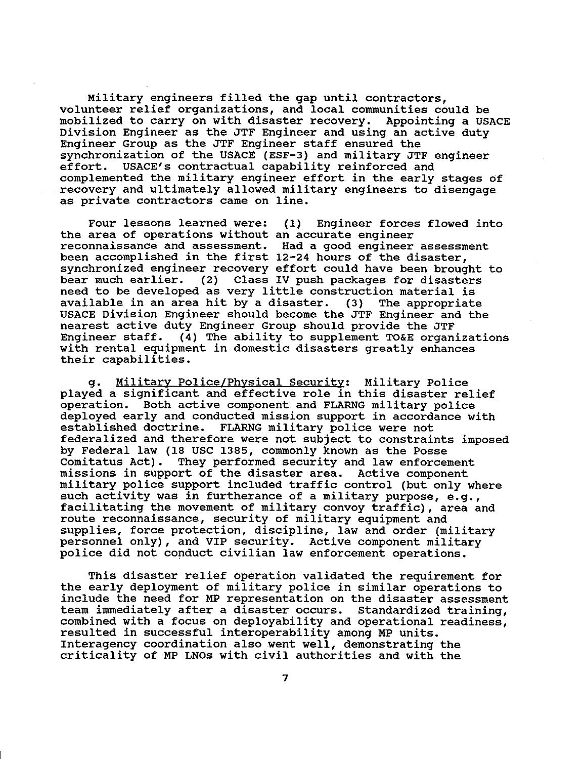Military engineers filled the gap until contractors, volunteer relief organizations, and local communities could be mobilized to carry on with disaster recovery. Appointing a USACE Division Engineer as the JTF Engineer and using an active duty Engineer Group as the JTF Engineer staff ensured the synchronization of the USACE (ESF-3) and military JTF engineer effort. USACE's contractual capability reinforced and complemented the military engineer effort in the early stages of recovery and ultimately allowed military engineers to disengage as private contractors came on line.

Four lessons learned were: (1) Engineer forces flowed into the area of operations without an accurate engineer reconnaissance and assessment. Had a good engineer assessment been accomplished in the first 12-24 hours of the disaster, synchronized engineer recovery effort could have been brought to bear much earlier. (2) Class IV push packages for disasters need to be developed as very little construction material is available in an area hit by a disaster. (3) The appropriate USACE Division Engineer should become the JTF Engineer and the nearest active duty Engineer Group should provide the JTF Engineer staff. (4) The ability to supplement TO&E organizations with rental equipment in domestic disasters greatly enhances their capabilities.

g. Military Police/Physical Security: Military Police played a significant and effective role in this disaster relief operation. Both active component and FLARNG military police deployed early and conducted mission support in accordance with established doctrine. FLARNG military police were not federalized and therefore were not subject to constraints imposed by Federal law (18 USC 1385, commonly known as the Posse Comitatus Act). They performed security and law enforcement missions in support of the disaster area. Active component military police support included traffic control (but only where such activity was in furtherance of a military purpose, e.g., facilitating the movement of military convoy traffic), area and route reconnaissance, security of military equipment and supplies, force protection, discipline, law and order (military personnel only), and VIP security. Active component military police did not conduct civilian law enforcement operations.

This disaster relief operation validated the requirement for the early deployment of military police in similar operations to include the need for MP representation on the disaster assessment team immediately after a disaster occurs. Standardized training, combined with a focus on deployability and operational readiness, resulted in successful interoperability among MP units. Interagency coordination also went well, demonstrating the criticality of MP LNOs with civil authorities and with the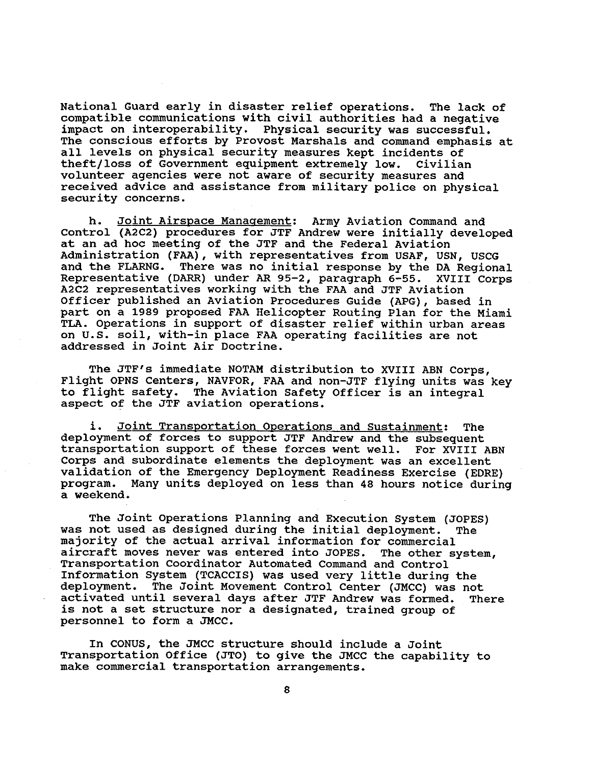National Guard early in disaster relief operations. The lack of compatible communications with civil authorities had a negative impact on interoperability. Physical security was successful. The conscious efforts by Provost Marshals and command emphasis at all levels on physical security measures kept incidents of theft/loss of Government equipment extremely low. Civilian volunteer agencies were not aware of security measures and received advice and assistance from military police on physical security concerns.

h. Joint Airspace Management: Army Aviation Command and Control (A2C2) procedures for JTF Andrew were initially developed at an ad hoc meeting of the JTF and the Federal Aviation Administration (FAA), with representatives from USAF, USN, USCG and the FLARNG. There was no initial response by the DA Regional Representative (DARR) under AR 95-2, paragraph 6-55. XVIII Corps A2C2 representatives working with the FAA and JTF Aviation Officer published an Aviation Procedures Guide (APG), based in part on a 1989 proposed FAA Helicopter Routing Plan for the Miami TLA. Operations in support of disaster relief within urban areas on U.S. soil, with-in place FAA operating facilities are not addressed in Joint Air Doctrine.

The JTF's immediate NOTAM distribution to XVIII ABN Corps, Flight OPNS Centers, NAVFOR, FAA and non-JTF flying units was key to flight safety. The Aviation Safety Officer is an integral aspect of the JTF aviation operations.

i. Joint Transportation Operations and Sustainment: The deployment of forces to support JTF Andrew and the subsequent transportation support of these forces went well. For XVIII ABN Corps and subordinate elements the deployment was an excellent validation of the Emergency Deployment Readiness Exercise (EDRE) program. Many units deployed on less than 48 hours notice during a weekend.

The Joint Operations Planning and Execution System (JOPES) was not used as designed during the initial deployment. The majority of the actual arrival information for commercial aircraft moves never was entered into JOPES. The other system, Transportation Coordinator Automated Command and Control Information System (TCACCIS) was used very little during the deployment. The Joint Movement Control Center (JMCC) was not activated until several days after JTF Andrew was formed. There is not a set structure nor a designated, trained group of personnel to form a JMCC.

In CONUS, the JMCC structure should include a Joint Transportation Office (JTO) to give the JMCC the capability to make commercial transportation arrangements.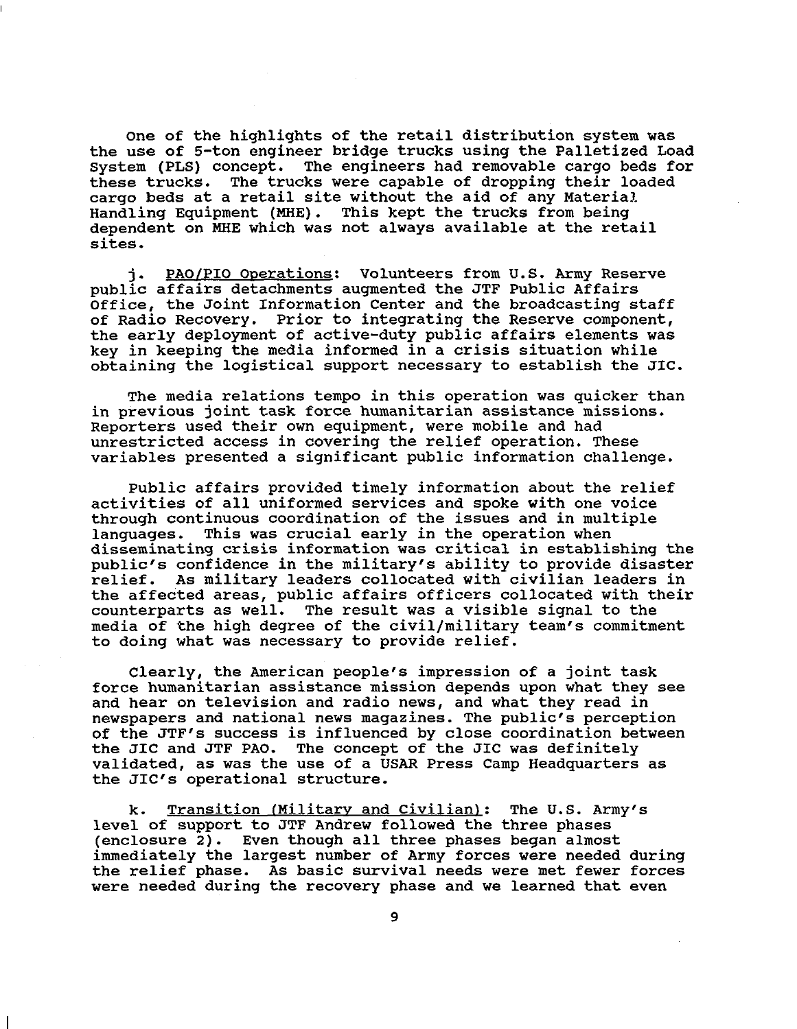One of the highlights of the retail distribution system was the use of 5-ton engineer bridge trucks using the Palletized Load System (PLS) concept. The engineers had removable cargo beds for these trucks. The trucks were capable of dropping their loaded cargo beds at a retail site without the aid of any Material Handling Equipment (MHE). This kept the trucks from being dependent on MHE which was not always available at the retail sites.

j. PAO/PIO Operations: Volunteers from U.S. Army Reserve public affairs detachments augmented the JTF Public Affairs Office, the Joint Information Center and the broadcasting staff of Radio Recovery. Prior to integrating the Reserve component, the early deployment of active-duty public affairs elements was key in keeping the media informed in a crisis situation while obtaining the logistical support necessary to establish the JIC.

The media relations tempo in this operation was quicker than in previous joint task force humanitarian assistance missions. Reporters used their own equipment, were mobile and had unrestricted access in covering the relief operation. These variables presented a significant public information challenge.

Public affairs provided timely information about the relief activities of all uniformed services and spoke with one voice through continuous coordination of the issues and in multiple languages. This was crucial early in the operation when disseminating crisis information was critical in establishing the public's confidence in the military's ability to provide disaster relief. As military leaders collocated with civilian leaders in the affected areas, public affairs officers collocated with their counterparts as well. The result was a visible signal to the media of the high degree of the civil/military team's commitment to doing what was necessary to provide relief.

Clearly, the American people's impression of a joint task force humanitarian assistance mission depends upon what they see and hear on television and radio news, and what they read in newspapers and national news magazines. The public's perception of the JTF's success is influenced by close coordination between the JIC and JTF PAO. The concept of the JIC was definitely validated, as was the use of a USAR Press Camp Headquarters as the JIC's operational structure.

k. Transition (Military and Civilian): The U.S. Army's level of support to JTF Andrew followed the three phases (enclosure 2). Even though all three phases began almost immediately the largest number of Army forces were needed during the relief phase. As basic survival needs were met fewer forces were needed during the recovery phase and we learned that even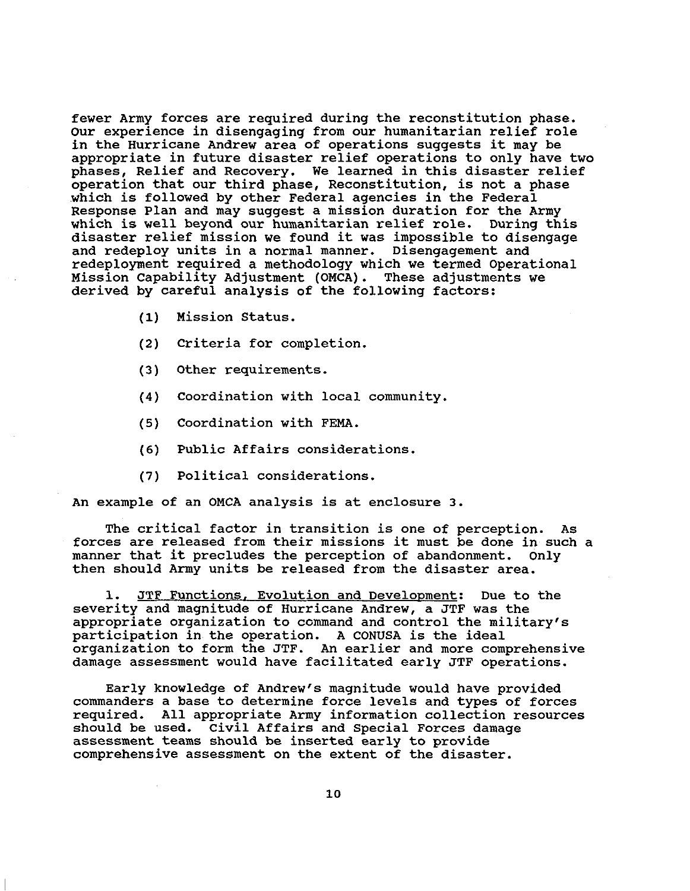fewer Army forces are required during the reconstitution phase. Our experience in disengaging from our humanitarian relief role in the Hurricane Andrew area of operations suggests it may be appropriate in future disaster relief operations to only have two phases, Relief and Recovery. We learned in this disaster relief operation that our third phase, Reconstitution, is not a phase which is followed by other Federal agencies in the Federal Response Plan and may suggest a mission duration for the Army which is well beyond our humanitarian relief role. During this disaster relief mission we found it was impossible to disengage and redeploy units in a normal manner. Disengagement and redeployment required a methodology which we termed Operational Mission Capability Adjustment (OMCA). These adjustments we derived by careful analysis of the following factors:

(1) Mission Status.

(2) Criteria for completion.

(3) Other requirements.

(4) Coordination with local community.

(5) Coordination with FEMA.

(6) Public Affairs considerations.

(7) Political considerations.

An example of an OMCA analysis is at enclosure 3.

The critical factor in transition is one of perception. As forces are released from their missions it must be done in such a manner that it precludes the perception of abandonment. Only then should Army units be released from the disaster area.

1. <u>JTF Functions, Evolution and Development</u>: Due to the severity and magnitude of Hurricane Andrew, a JTF was the appropriate organization to command and control the military's participation in the operation. A CONUSA is the ideal organization to form the JTF. An earlier and more comprehensive damage assessment would have facilitated early JTF operations.

Early knowledge of Andrew's magnitude would have provided commanders a base to determine force levels and types of forces required. All appropriate Army information collection resources should be used. Civil Affairs and Special Forces damage assessment teams should be inserted early to provide comprehensive assessment on the extent of the disaster.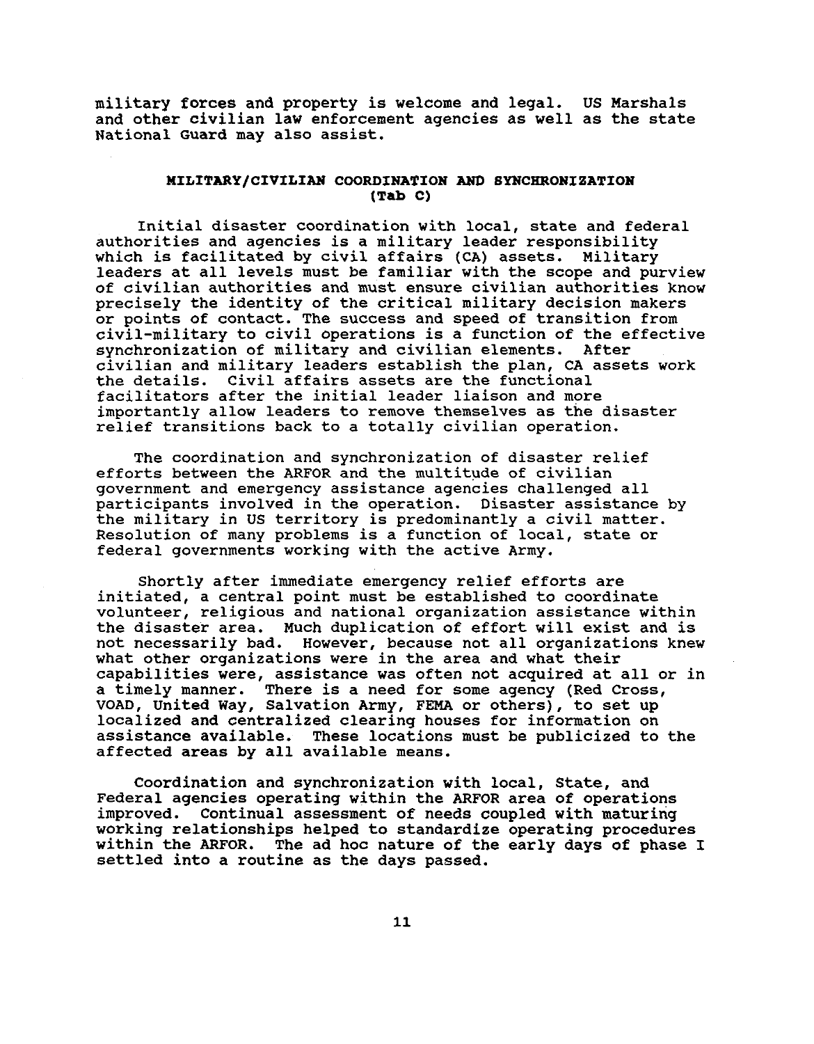military forces and property is welcome and legal. US Marshals and other civilian law enforcement agencies as well as the state National Guard may also assist.

## MILITARY/CIVILIAN COORDINATION AND SYNCHRONIZATION (Tab C)

Initial disaster coordination with local, state and federal authorities and agencies is a military leader responsibility which is facilitated by civil affairs (CA) assets. Military leaders at all levels must be familiar with the scope and purview of civilian authorities and must ensure civilian authorities know precisely the identity of the critical military decision makers or points of contact. The success and speed of transition from civil-military to civil operations is a function of the effective synchronization of military and civilian elements. After civilian and military leaders establish the plan, CA assets work the details. Civil affairs assets are the functional facilitators after the initial leader liaison and more importantly allow leaders to remove themselves as the disaster relief transitions back to a totally civilian operation.

The coordination and synchronization of disaster relief efforts between the ARFOR and the multitude of civilian government and emergency assistance agencies challenged all participants involved in the operation. Disaster assistance by the military in US territory is predominantly a civil matter. Resolution of many problems is a function of local, state or federal governments working with the active Army.

Shortly after immediate emergency relief efforts are initiated, a central point must be established to coordinate volunteer, religious and national organization assistance within the disaster area. Much duplication of effort will exist and is not necessarily bad. However, because not all organizations knew what other organizations were in the area and what their capabilities were, assistance was often not acquired at all or in a timely manner. There is a need for some agency (Red Cross, VOAD, United Way, Salvation Army, FEMA or others), to set up localized and centralized clearing houses for information on assistance available. These locations must be publicized to the affected areas by all available means.

Coordination and synchronization with local, State, and Federal agencies operating within the ARFOR area of operations improved. Continual assessment of needs coupled with maturing working relationships helped to standardize operating procedures within the ARFOR. The ad hoc nature of the early days of phase I settled into a routine as the days passed.